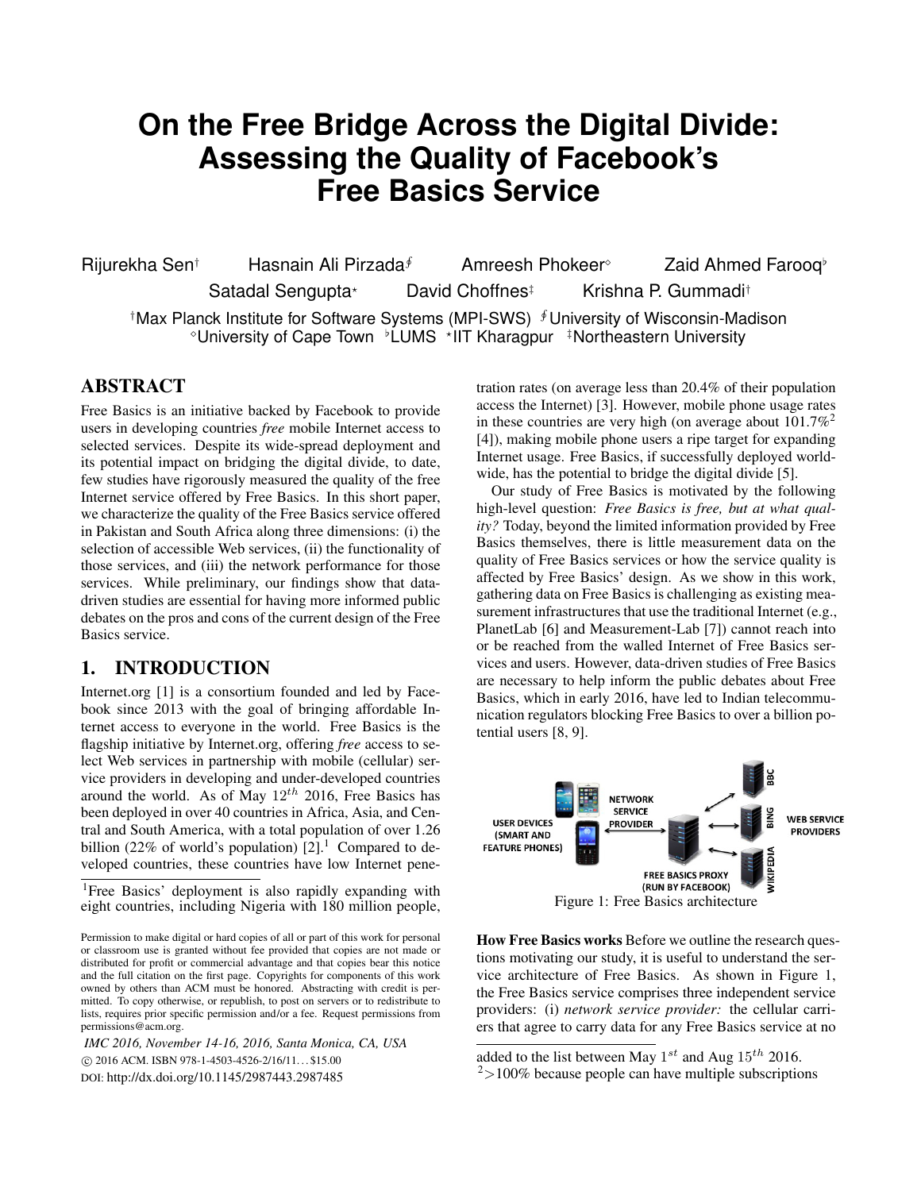# On the Free Bridge Across the Digital Divide: Assessing the Quality of Facebook's Free Basics Service

Rijurekha Sen[†] Hasnain Ali Pirzada[∮] Amreesh Phokeer[◇] Zaid Ahmed Farooq[♭] Satadal Sengupta[⋆] David Choffnes[‡] Krishna P. Gummadi[†]

[†]Max Planck Institute for Software Systems (MPI-SWS) [∮]University of Wisconsin-Madison [◇]University of Cape Town [♭]LUMS [⋆]IIT Kharagpur [‡]Northeastern University

## ABSTRACT

Free Basics is an initiative backed by Facebook to provide users in developing countries *free* mobile Internet access to selected services. Despite its wide-spread deployment and its potential impact on bridging the digital divide, to date, few studies have rigorously measured the quality of the free Internet service offered by Free Basics. In this short paper, we characterize the quality of the Free Basics service offered in Pakistan and South Africa along three dimensions: (i) the selection of accessible Web services, (ii) the functionality of those services, and (iii) the network performance for those services. While preliminary, our findings show that data-driven studies are essential for having more informed public debates on the pros and cons of the current design of the Free Basics service.

## 1. INTRODUCTION

Internet.org [1] is a consortium founded and led by Facebook since 2013 with the goal of bringing affordable Internet access to everyone in the world. Free Basics is the flagship initiative by Internet.org, offering *free* access to select Web services in partnership with mobile (cellular) service providers in developing and under-developed countries around the world. As of May $12^{th}$ 2016, Free Basics has been deployed in over 40 countries in Africa, Asia, and Central and South America, with a total population of over 1.26 billion (22% of world's population) [2].[1] Compared to developed countries, these countries have low Internet penetration rates (on average less than 20.4% of their population access the Internet) [3]. However, mobile phone usage rates in these countries are very high (on average about 101.7%[2] [4]), making mobile phone users a ripe target for expanding Internet usage. Free Basics, if successfully deployed worldwide, has the potential to bridge the digital divide [5].

Our study of Free Basics is motivated by the following high-level question: *Free Basics is free, but at what quality?* Today, beyond the limited information provided by Free Basics themselves, there is little measurement data on the quality of Free Basics services or how the service quality is affected by Free Basics' design. As we show in this work, gathering data on Free Basics is challenging as existing measurement infrastructures that use the traditional Internet (e.g., PlanetLab [6] and Measurement-Lab [7]) cannot reach into or be reached from the walled Internet of Free Basics services and users. However, data-driven studies of Free Basics are necessary to help inform the public debates about Free Basics, which in early 2016, have led to Indian telecommunication regulators blocking Free Basics to over a billion potential users [8, 9].

Figure 1: Free Basics architecture

**How Free Basics works** Before we outline the research questions motivating our study, it is useful to understand the service architecture of Free Basics. As shown in Figure 1, the Free Basics service comprises three independent service providers: (i) *network service provider:* the cellular carriers that agree to carry data for any Free Basics service at no

[1] Free Basics' deployment is also rapidly expanding with eight countries, including Nigeria with 180 million people, added to the list between May $1^{st}$ and Aug $15^{th}$ 2016.

[2] >100% because people can have multiple subscriptions

Permission to make digital or hard copies of all or part of this work for personal or classroom use is granted without fee provided that copies are not made or distributed for profit or commercial advantage and that copies bear this notice and the full citation on the first page. Copyrights for components of this work owned by others than ACM must be honored. Abstracting with credit is permitted. To copy otherwise, or republish, to post on servers or to redistribute to lists, requires prior specific permission and/or a fee. Request permissions from permissions@acm.org.

*IMC 2016, November 14-16, 2016, Santa Monica, CA, USA*
© 2016 ACM. ISBN 978-1-4503-4526-2/16/11...$15.00
DOI: http://dx.doi.org/10.1145/2987443.2987485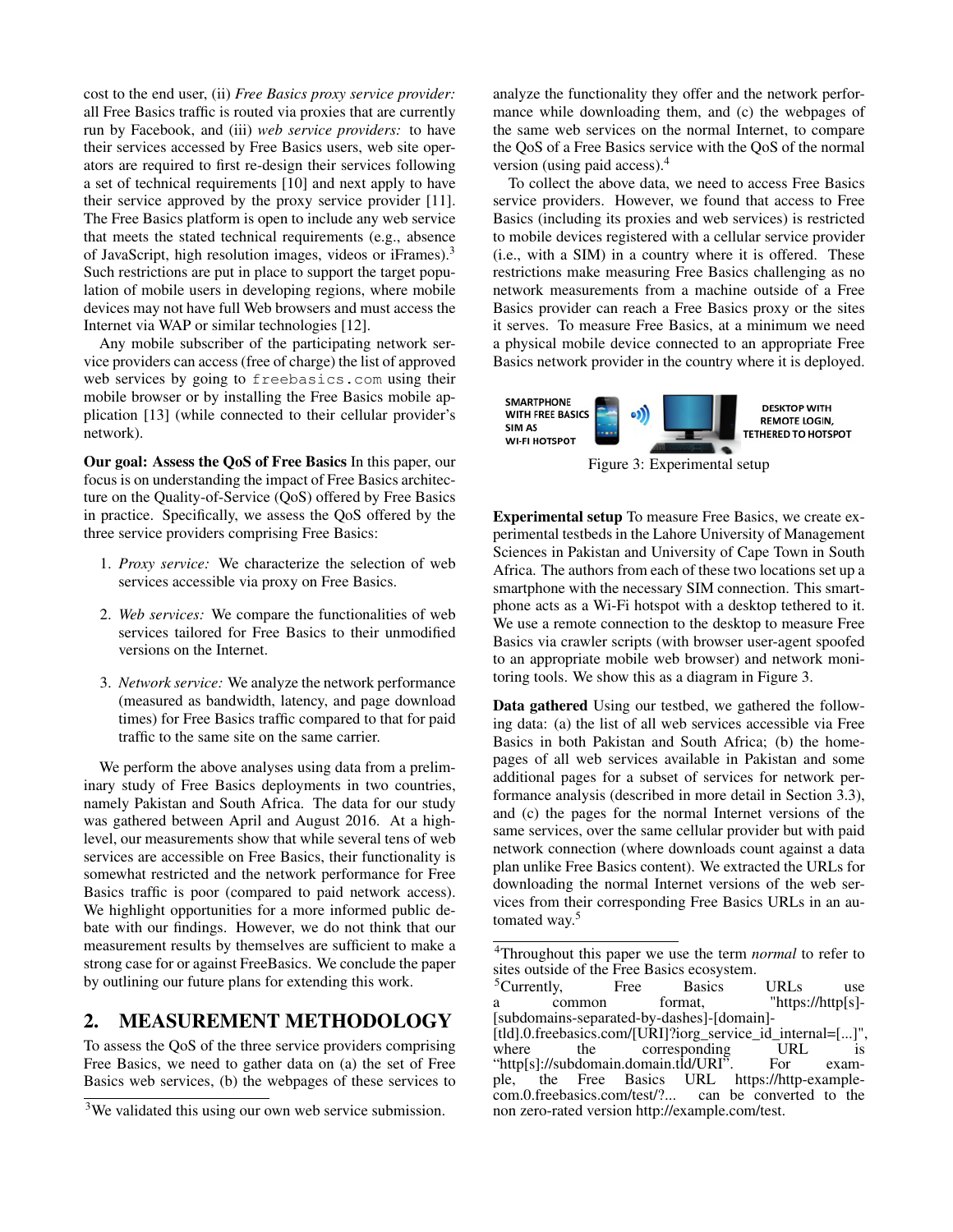cost to the end user, (ii) *Free Basics proxy service provider:* all Free Basics traffic is routed via proxies that are currently run by Facebook, and (iii) *web service providers:* to have their services accessed by Free Basics users, web site operators are required to first re-design their services following a set of technical requirements [10] and next apply to have their service approved by the proxy service provider [11]. The Free Basics platform is open to include any web service that meets the stated technical requirements (e.g., absence of JavaScript, high resolution images, videos or iFrames).[3] Such restrictions are put in place to support the target population of mobile users in developing regions, where mobile devices may not have full Web browsers and must access the Internet via WAP or similar technologies [12].

Any mobile subscriber of the participating network service providers can access (free of charge) the list of approved web services by going to `freebasics.com` using their mobile browser or by installing the Free Basics mobile application [13] (while connected to their cellular provider's network).

**Our goal: Assess the QoS of Free Basics** In this paper, our focus is on understanding the impact of Free Basics architecture on the Quality-of-Service (QoS) offered by Free Basics in practice. Specifically, we assess the QoS offered by the three service providers comprising Free Basics:

1. *Proxy service:* We characterize the selection of web services accessible via proxy on Free Basics.
2. *Web services:* We compare the functionalities of web services tailored for Free Basics to their unmodified versions on the Internet.
3. *Network service:* We analyze the network performance (measured as bandwidth, latency, and page download times) for Free Basics traffic compared to that for paid traffic to the same site on the same carrier.

We perform the above analyses using data from a preliminary study of Free Basics deployments in two countries, namely Pakistan and South Africa. The data for our study was gathered between April and August 2016. At a high-level, our measurements show that while several tens of web services are accessible on Free Basics, their functionality is somewhat restricted and the network performance for Free Basics traffic is poor (compared to paid network access). We highlight opportunities for a more informed public debate with our findings. However, we do not think that our measurement results by themselves are sufficient to make a strong case for or against FreeBasics. We conclude the paper by outlining our future plans for extending this work.

## 2. MEASUREMENT METHODOLOGY

To assess the QoS of the three service providers comprising Free Basics, we need to gather data on (a) the set of Free Basics web services, (b) the webpages of these services to analyze the functionality they offer and the network performance while downloading them, and (c) the webpages of the same web services on the normal Internet, to compare the QoS of a Free Basics service with the QoS of the normal version (using paid access).[4]

To collect the above data, we need to access Free Basics service providers. However, we found that access to Free Basics (including its proxies and web services) is restricted to mobile devices registered with a cellular service provider (i.e., with a SIM) in a country where it is offered. These restrictions make measuring Free Basics challenging as no network measurements from a machine outside of a Free Basics provider can reach a Free Basics proxy or the sites it serves. To measure Free Basics, at a minimum we need a physical mobile device connected to an appropriate Free Basics network provider in the country where it is deployed.

SMARTPHONE WITH FREE BASICS SIM AS WI-FI HOTSPOT — DESKTOP WITH REMOTE LOGIN, TETHERED TO HOTSPOT

Figure 3: Experimental setup

**Experimental setup** To measure Free Basics, we create experimental testbeds in the Lahore University of Management Sciences in Pakistan and University of Cape Town in South Africa. The authors from each of these two locations set up a smartphone with the necessary SIM connection. This smartphone acts as a Wi-Fi hotspot with a desktop tethered to it. We use a remote connection to the desktop to measure Free Basics via crawler scripts (with browser user-agent spoofed to an appropriate mobile web browser) and network monitoring tools. We show this as a diagram in Figure 3.

**Data gathered** Using our testbed, we gathered the following data: (a) the list of all web services accessible via Free Basics in both Pakistan and South Africa; (b) the homepages of all web services available in Pakistan and some additional pages for a subset of services for network performance analysis (described in more detail in Section 3.3), and (c) the pages for the normal Internet versions of the same services, over the same cellular provider but with paid network connection (where downloads count against a data plan unlike Free Basics content). We extracted the URLs for downloading the normal Internet versions of the web services from their corresponding Free Basics URLs in an automated way.[5]

---

[3] We validated this using our own web service submission.

[4] Throughout this paper we use the term *normal* to refer to sites outside of the Free Basics ecosystem.

[5] Currently, Free Basics URLs use a common format, "https://http[s]-[subdomains-separated-by-dashes]-[domain]-[tld].0.freebasics.com/[URI]?iorg_service_id_internal=[...]", where the corresponding URL is "http[s]://subdomain.domain.tld/URI". For example, the Free Basics URL https://http-example-com.0.freebasics.com/test/?... can be converted to the non zero-rated version http://example.com/test.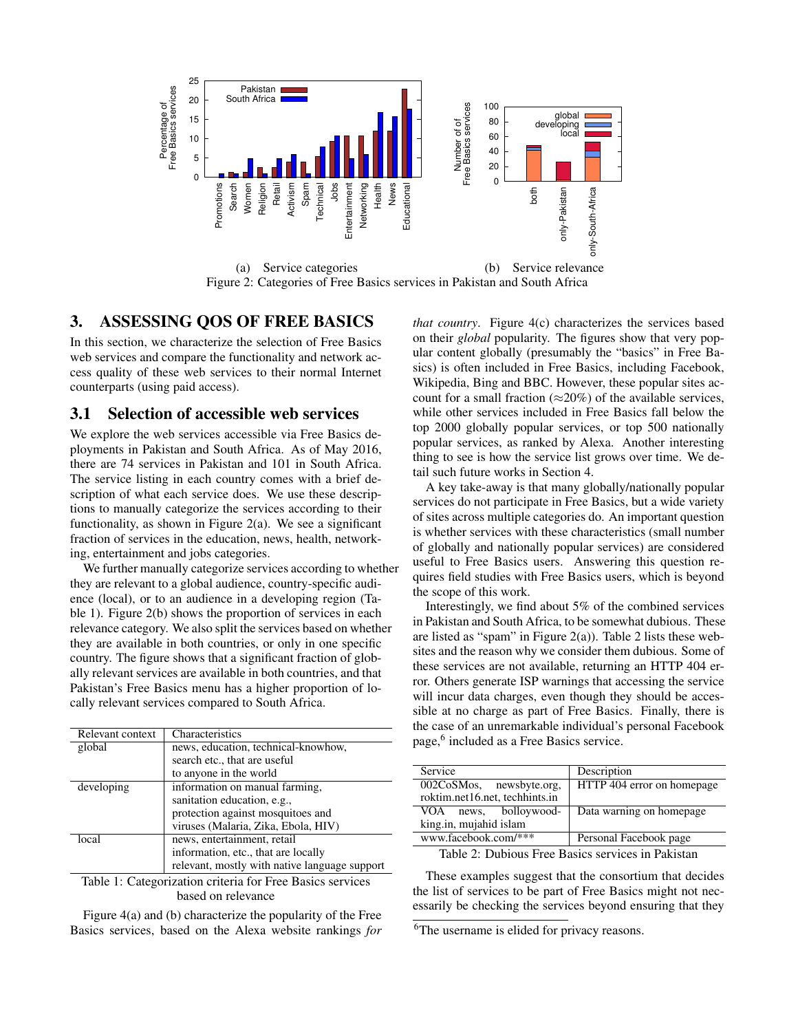(a) Service categories (b) Service relevance

Figure 2: Categories of Free Basics services in Pakistan and South Africa

## 3. ASSESSING QOS OF FREE BASICS

In this section, we characterize the selection of Free Basics web services and compare the functionality and network access quality of these web services to their normal Internet counterparts (using paid access).

### 3.1 Selection of accessible web services

We explore the web services accessible via Free Basics deployments in Pakistan and South Africa. As of May 2016, there are 74 services in Pakistan and 101 in South Africa. The service listing in each country comes with a brief description of what each service does. We use these descriptions to manually categorize the services according to their functionality, as shown in Figure 2(a). We see a significant fraction of services in the education, news, health, networking, entertainment and jobs categories.

We further manually categorize services according to whether they are relevant to a global audience, country-specific audience (local), or to an audience in a developing region (Table 1). Figure 2(b) shows the proportion of services in each relevance category. We also split the services based on whether they are available in both countries, or only in one specific country. The figure shows that a significant fraction of globally relevant services are available in both countries, and that Pakistan's Free Basics menu has a higher proportion of locally relevant services compared to South Africa.

| Relevant context | Characteristics |
| --- | --- |
| global | news, education, technical-knowhow, search etc., that are useful to anyone in the world |
| developing | information on manual farming, sanitation education, e.g., protection against mosquitoes and viruses (Malaria, Zika, Ebola, HIV) |
| local | news, entertainment, retail information, etc., that are locally relevant, mostly with native language support |

Table 1: Categorization criteria for Free Basics services based on relevance

Figure 4(a) and (b) characterize the popularity of the Free Basics services, based on the Alexa website rankings *for that country*. Figure 4(c) characterizes the services based on their *global* popularity. The figures show that very popular content globally (presumably the "basics" in Free Basics) is often included in Free Basics, including Facebook, Wikipedia, Bing and BBC. However, these popular sites account for a small fraction (≈20%) of the available services, while other services included in Free Basics fall below the top 2000 globally popular services, or top 500 nationally popular services, as ranked by Alexa. Another interesting thing to see is how the service list grows over time. We detail such future works in Section 4.

A key take-away is that many globally/nationally popular services do not participate in Free Basics, but a wide variety of sites across multiple categories do. An important question is whether services with these characteristics (small number of globally and nationally popular services) are considered useful to Free Basics users. Answering this question requires field studies with Free Basics users, which is beyond the scope of this work.

Interestingly, we find about 5% of the combined services in Pakistan and South Africa, to be somewhat dubious. These are listed as "spam" in Figure 2(a)). Table 2 lists these websites and the reason why we consider them dubious. Some of these services are not available, returning an HTTP 404 error. Others generate ISP warnings that accessing the service will incur data charges, even though they should be accessible at no charge as part of Free Basics. Finally, there is the case of an unremarkable individual's personal Facebook page,[6] included as a Free Basics service.

| Service | Description |
| --- | --- |
| 002CoSMos, newsbyte.org, roktim.net16.net, techhints.in | HTTP 404 error on homepage |
| VOA news, bolloywood-king.in, mujahid islam | Data warning on homepage |
| www.facebook.com/*** | Personal Facebook page |

Table 2: Dubious Free Basics services in Pakistan

These examples suggest that the consortium that decides the list of services to be part of Free Basics might not necessarily be checking the services beyond ensuring that they

[6]The username is elided for privacy reasons.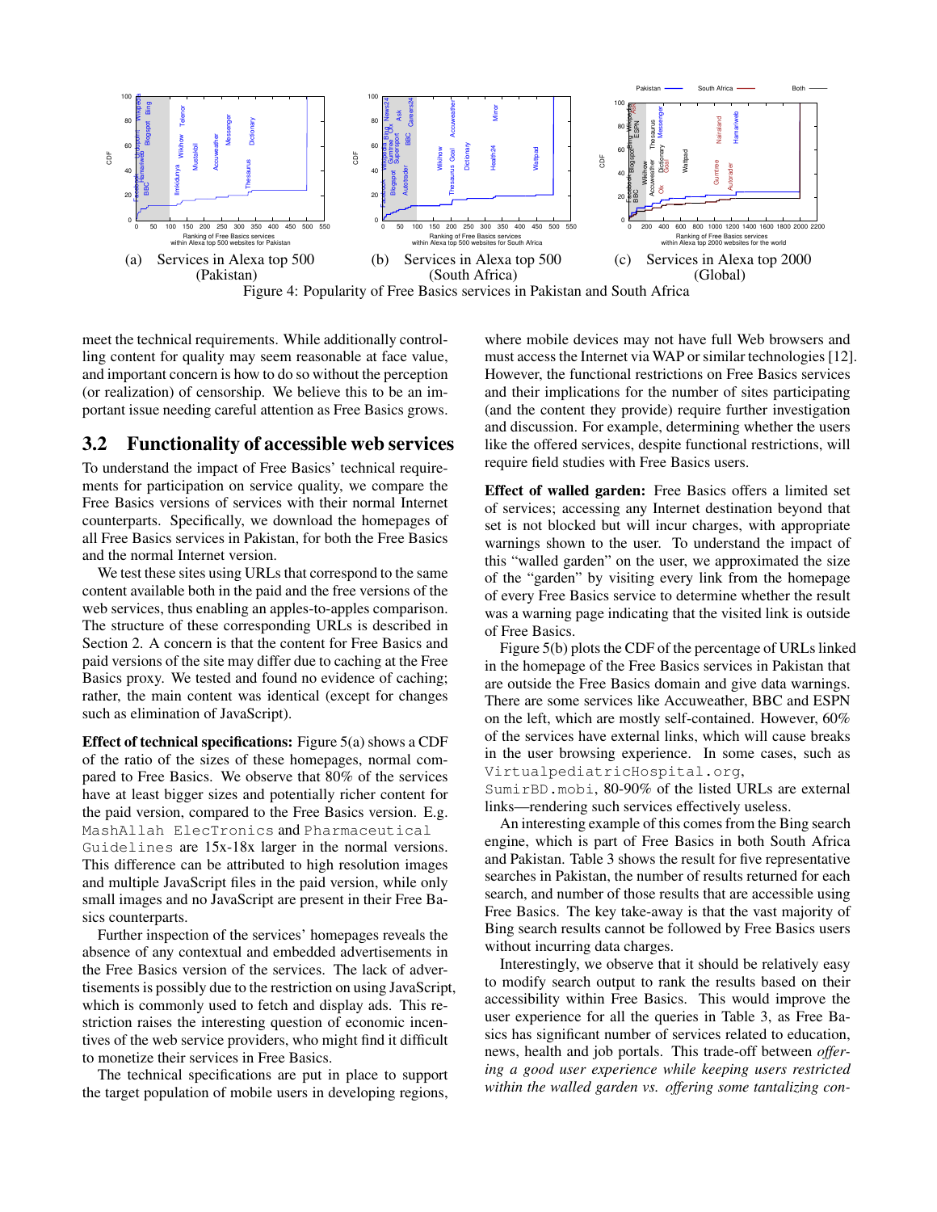(a) Services in Alexa top 500 (Pakistan)

(b) Services in Alexa top 500 (South Africa)

(c) Services in Alexa top 2000 (Global)

Figure 4: Popularity of Free Basics services in Pakistan and South Africa

meet the technical requirements. While additionally controlling content for quality may seem reasonable at face value, and important concern is how to do so without the perception (or realization) of censorship. We believe this to be an important issue needing careful attention as Free Basics grows.

## 3.2 Functionality of accessible web services

To understand the impact of Free Basics' technical requirements for participation on service quality, we compare the Free Basics versions of services with their normal Internet counterparts. Specifically, we download the homepages of all Free Basics services in Pakistan, for both the Free Basics and the normal Internet version.

We test these sites using URLs that correspond to the same content available both in the paid and the free versions of the web services, thus enabling an apples-to-apples comparison. The structure of these corresponding URLs is described in Section 2. A concern is that the content for Free Basics and paid versions of the site may differ due to caching at the Free Basics proxy. We tested and found no evidence of caching; rather, the main content was identical (except for changes such as elimination of JavaScript).

**Effect of technical specifications:** Figure 5(a) shows a CDF of the ratio of the sizes of these homepages, normal compared to Free Basics. We observe that 80% of the services have at least bigger sizes and potentially richer content for the paid version, compared to the Free Basics version. E.g. `MashAllah ElecTronics` and `Pharmaceutical Guidelines` are 15x-18x larger in the normal versions. This difference can be attributed to high resolution images and multiple JavaScript files in the paid version, while only small images and no JavaScript are present in their Free Basics counterparts.

Further inspection of the services' homepages reveals the absence of any contextual and embedded advertisements in the Free Basics version of the services. The lack of advertisements is possibly due to the restriction on using JavaScript, which is commonly used to fetch and display ads. This restriction raises the interesting question of economic incentives of the web service providers, who might find it difficult to monetize their services in Free Basics.

The technical specifications are put in place to support the target population of mobile users in developing regions, where mobile devices may not have full Web browsers and must access the Internet via WAP or similar technologies [12]. However, the functional restrictions on Free Basics services and their implications for the number of sites participating (and the content they provide) require further investigation and discussion. For example, determining whether the users like the offered services, despite functional restrictions, will require field studies with Free Basics users.

**Effect of walled garden:** Free Basics offers a limited set of services; accessing any Internet destination beyond that set is not blocked but will incur charges, with appropriate warnings shown to the user. To understand the impact of this "walled garden" on the user, we approximated the size of the "garden" by visiting every link from the homepage of every Free Basics service to determine whether the result was a warning page indicating that the visited link is outside of Free Basics.

Figure 5(b) plots the CDF of the percentage of URLs linked in the homepage of the Free Basics services in Pakistan that are outside the Free Basics domain and give data warnings. There are some services like Accuweather, BBC and ESPN on the left, which are mostly self-contained. However, 60% of the services have external links, which will cause breaks in the user browsing experience. In some cases, such as `VirtualpediatricHospital.org`, `SumirBD.mobi`, 80-90% of the listed URLs are external links—rendering such services effectively useless.

An interesting example of this comes from the Bing search engine, which is part of Free Basics in both South Africa and Pakistan. Table 3 shows the result for five representative searches in Pakistan, the number of results returned for each search, and number of those results that are accessible using Free Basics. The key take-away is that the vast majority of Bing search results cannot be followed by Free Basics users without incurring data charges.

Interestingly, we observe that it should be relatively easy to modify search output to rank the results based on their accessibility within Free Basics. This would improve the user experience for all the queries in Table 3, as Free Basics has significant number of services related to education, news, health and job portals. This trade-off between *offering a good user experience while keeping users restricted within the walled garden vs. offering some tantalizing con-*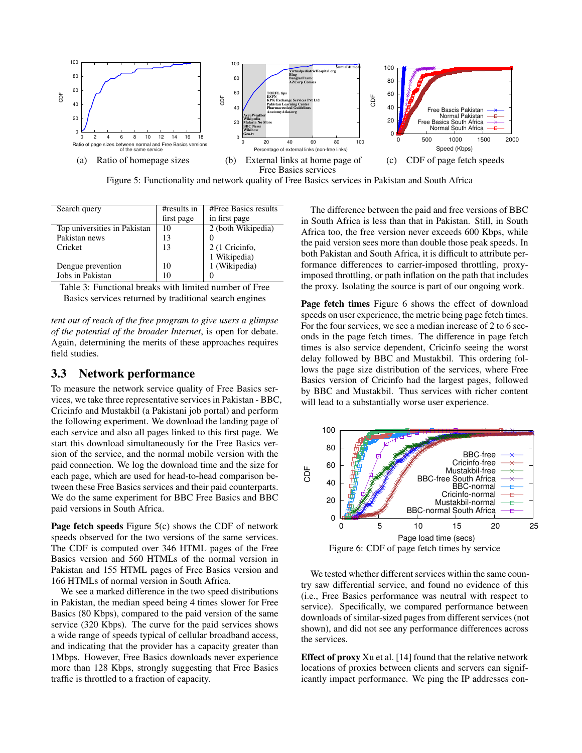(a) Ratio of homepage sizes

(b) External links at home page of Free Basics services

(c) CDF of page fetch speeds

Figure 5: Functionality and network quality of Free Basics services in Pakistan and South Africa

| Search query | #results in first page | #Free Basics results in first page |
|---|---|---|
| Top universities in Pakistan | 10 | 2 (both Wikipedia) |
| Pakistan news | 13 | 0 |
| Cricket | 13 | 2 (1 Cricinfo, 1 Wikipedia) |
| Dengue prevention | 10 | 1 (Wikipedia) |
| Jobs in Pakistan | 10 | 0 |

Table 3: Functional breaks with limited number of Free Basics services returned by traditional search engines

*tent out of reach of the free program to give users a glimpse of the potential of the broader Internet*, is open for debate. Again, determining the merits of these approaches requires field studies.

## 3.3 Network performance

To measure the network service quality of Free Basics services, we take three representative services in Pakistan - BBC, Cricinfo and Mustakbil (a Pakistani job portal) and perform the following experiment. We download the landing page of each service and also all pages linked to this first page. We start this download simultaneously for the Free Basics version of the service, and the normal mobile version with the paid connection. We log the download time and the size for each page, which are used for head-to-head comparison between these Free Basics services and their paid counterparts. We do the same experiment for BBC Free Basics and BBC paid versions in South Africa.

**Page fetch speeds** Figure 5(c) shows the CDF of network speeds observed for the two versions of the same services. The CDF is computed over 346 HTML pages of the Free Basics version and 560 HTMLs of the normal version in Pakistan and 155 HTML pages of Free Basics version and 166 HTMLs of normal version in South Africa.

We see a marked difference in the two speed distributions in Pakistan, the median speed being 4 times slower for Free Basics (80 Kbps), compared to the paid version of the same service (320 Kbps). The curve for the paid services shows a wide range of speeds typical of cellular broadband access, and indicating that the provider has a capacity greater than 1Mbps. However, Free Basics downloads never experience more than 128 Kbps, strongly suggesting that Free Basics traffic is throttled to a fraction of capacity.

The difference between the paid and free versions of BBC in South Africa is less than that in Pakistan. Still, in South Africa too, the free version never exceeds 600 Kbps, while the paid version sees more than double those peak speeds. In both Pakistan and South Africa, it is difficult to attribute performance differences to carrier-imposed throttling, proxy-imposed throttling, or path inflation on the path that includes the proxy. Isolating the source is part of our ongoing work.

**Page fetch times** Figure 6 shows the effect of download speeds on user experience, the metric being page fetch times. For the four services, we see a median increase of 2 to 6 seconds in the page fetch times. The difference in page fetch times is also service dependent, Cricinfo seeing the worst delay followed by BBC and Mustakbil. This ordering follows the page size distribution of the services, where Free Basics version of Cricinfo had the largest pages, followed by BBC and Mustakbil. Thus services with richer content will lead to a substantially worse user experience.

Figure 6: CDF of page fetch times by service

We tested whether different services within the same country saw differential service, and found no evidence of this (i.e., Free Basics performance was neutral with respect to service). Specifically, we compared performance between downloads of similar-sized pages from different services (not shown), and did not see any performance differences across the services.

**Effect of proxy** Xu et al. [14] found that the relative network locations of proxies between clients and servers can significantly impact performance. We ping the IP addresses con-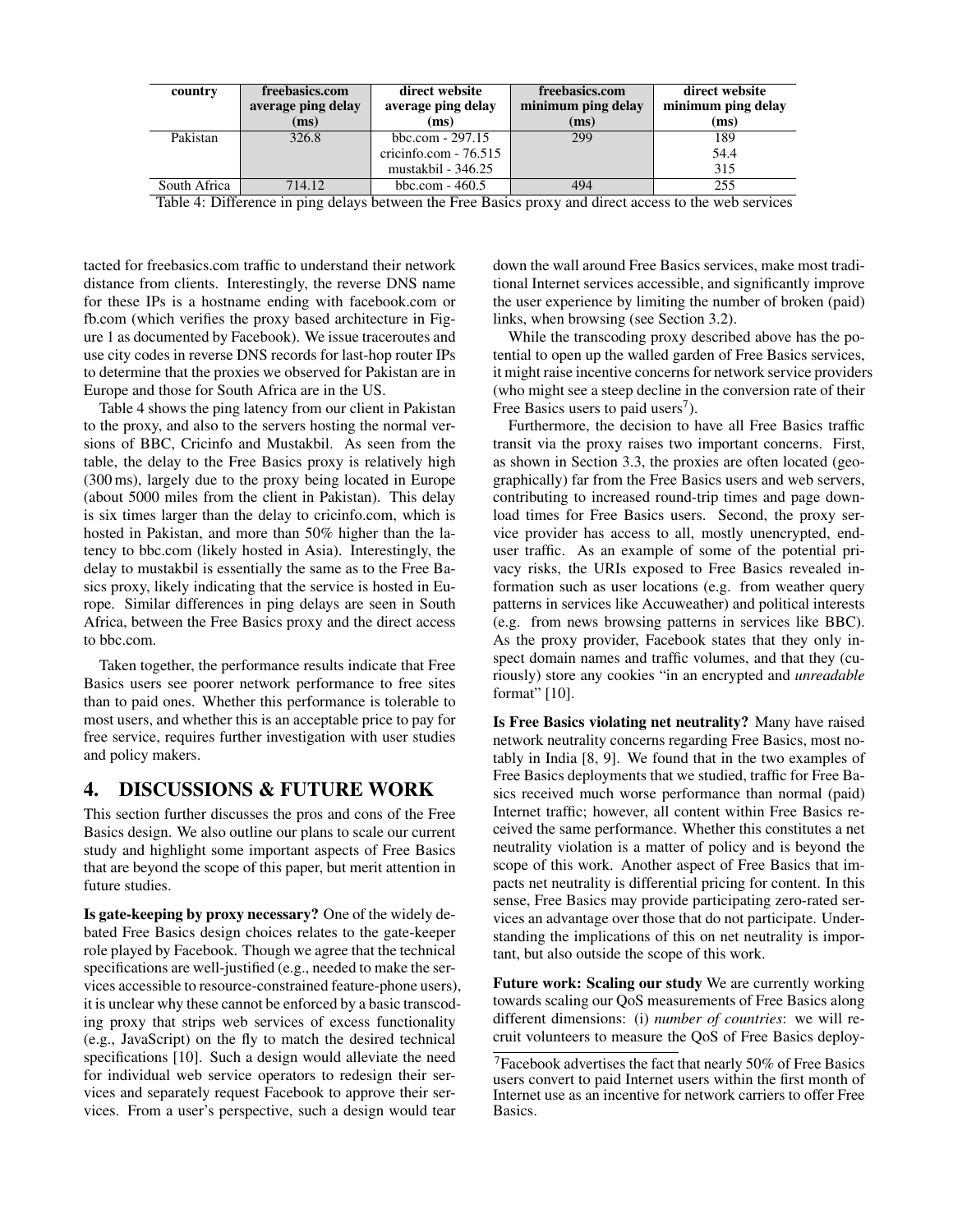| country | freebasics.com average ping delay (ms) | direct website average ping delay (ms) | freebasics.com minimum ping delay (ms) | direct website minimum ping delay (ms) |
|---|---|---|---|---|
| Pakistan | 326.8 | bbc.com - 297.15 | 299 | 189 |
| | | cricinfo.com - 76.515 | | 54.4 |
| | | mustakbil - 346.25 | | 315 |
| South Africa | 714.12 | bbc.com - 460.5 | 494 | 255 |

Table 4: Difference in ping delays between the Free Basics proxy and direct access to the web services

tacted for freebasics.com traffic to understand their network distance from clients. Interestingly, the reverse DNS name for these IPs is a hostname ending with facebook.com or fb.com (which verifies the proxy based architecture in Figure 1 as documented by Facebook). We issue traceroutes and use city codes in reverse DNS records for last-hop router IPs to determine that the proxies we observed for Pakistan are in Europe and those for South Africa are in the US.

Table 4 shows the ping latency from our client in Pakistan to the proxy, and also to the servers hosting the normal versions of BBC, Cricinfo and Mustakbil. As seen from the table, the delay to the Free Basics proxy is relatively high (300 ms), largely due to the proxy being located in Europe (about 5000 miles from the client in Pakistan). This delay is six times larger than the delay to cricinfo.com, which is hosted in Pakistan, and more than 50% higher than the latency to bbc.com (likely hosted in Asia). Interestingly, the delay to mustakbil is essentially the same as to the Free Basics proxy, likely indicating that the service is hosted in Europe. Similar differences in ping delays are seen in South Africa, between the Free Basics proxy and the direct access to bbc.com.

Taken together, the performance results indicate that Free Basics users see poorer network performance to free sites than to paid ones. Whether this performance is tolerable to most users, and whether this is an acceptable price to pay for free service, requires further investigation with user studies and policy makers.

## 4. DISCUSSIONS & FUTURE WORK

This section further discusses the pros and cons of the Free Basics design. We also outline our plans to scale our current study and highlight some important aspects of Free Basics that are beyond the scope of this paper, but merit attention in future studies.

**Is gate-keeping by proxy necessary?** One of the widely debated Free Basics design choices relates to the gate-keeper role played by Facebook. Though we agree that the technical specifications are well-justified (e.g., needed to make the services accessible to resource-constrained feature-phone users), it is unclear why these cannot be enforced by a basic transcoding proxy that strips web services of excess functionality (e.g., JavaScript) on the fly to match the desired technical specifications [10]. Such a design would alleviate the need for individual web service operators to redesign their services and separately request Facebook to approve their services. From a user's perspective, such a design would tear down the wall around Free Basics services, make most traditional Internet services accessible, and significantly improve the user experience by limiting the number of broken (paid) links, when browsing (see Section 3.2).

While the transcoding proxy described above has the potential to open up the walled garden of Free Basics services, it might raise incentive concerns for network service providers (who might see a steep decline in the conversion rate of their Free Basics users to paid users[7]).

Furthermore, the decision to have all Free Basics traffic transit via the proxy raises two important concerns. First, as shown in Section 3.3, the proxies are often located (geographically) far from the Free Basics users and web servers, contributing to increased round-trip times and page download times for Free Basics users. Second, the proxy service provider has access to all, mostly unencrypted, end-user traffic. As an example of some of the potential privacy risks, the URIs exposed to Free Basics revealed information such as user locations (e.g. from weather query patterns in services like Accuweather) and political interests (e.g. from news browsing patterns in services like BBC). As the proxy provider, Facebook states that they only inspect domain names and traffic volumes, and that they (curiously) store any cookies "in an encrypted and *unreadable* format" [10].

**Is Free Basics violating net neutrality?** Many have raised network neutrality concerns regarding Free Basics, most notably in India [8, 9]. We found that in the two examples of Free Basics deployments that we studied, traffic for Free Basics received much worse performance than normal (paid) Internet traffic; however, all content within Free Basics received the same performance. Whether this constitutes a net neutrality violation is a matter of policy and is beyond the scope of this work. Another aspect of Free Basics that impacts net neutrality is differential pricing for content. In this sense, Free Basics may provide participating zero-rated services an advantage over those that do not participate. Understanding the implications of this on net neutrality is important, but also outside the scope of this work.

**Future work: Scaling our study** We are currently working towards scaling our QoS measurements of Free Basics along different dimensions: (i) *number of countries*: we will recruit volunteers to measure the QoS of Free Basics deploy-

[7] Facebook advertises the fact that nearly 50% of Free Basics users convert to paid Internet users within the first month of Internet use as an incentive for network carriers to offer Free Basics.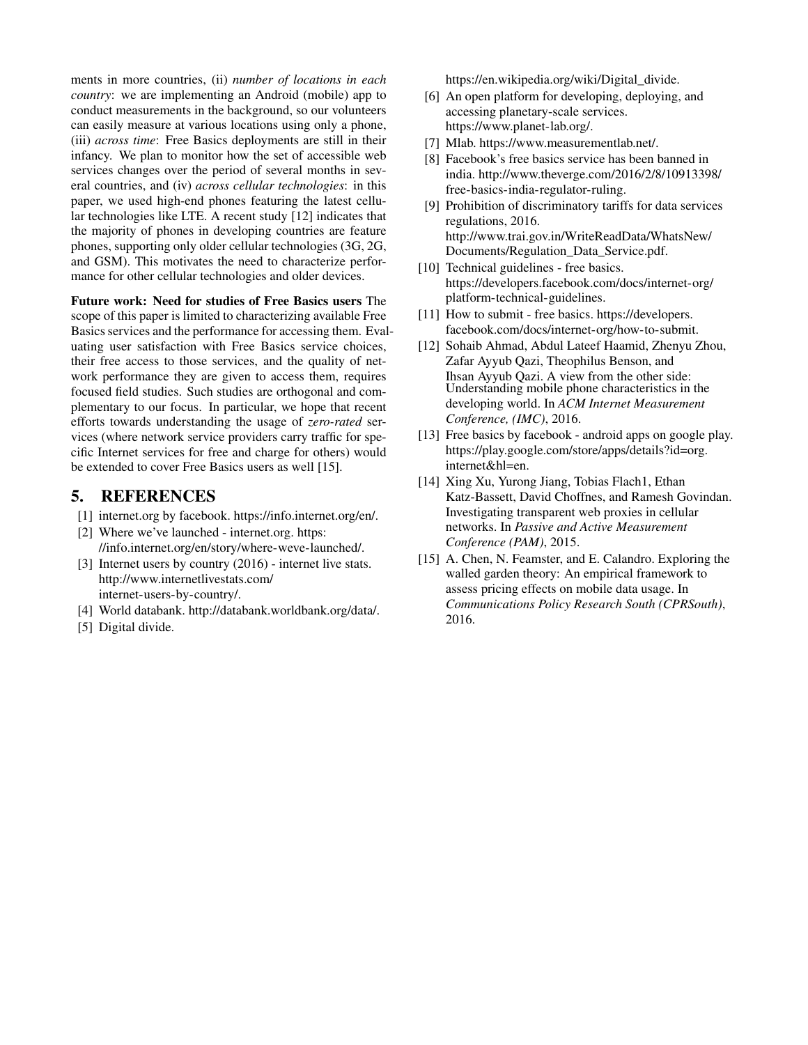ments in more countries, (ii) *number of locations in each country*: we are implementing an Android (mobile) app to conduct measurements in the background, so our volunteers can easily measure at various locations using only a phone, (iii) *across time*: Free Basics deployments are still in their infancy. We plan to monitor how the set of accessible web services changes over the period of several months in several countries, and (iv) *across cellular technologies*: in this paper, we used high-end phones featuring the latest cellular technologies like LTE. A recent study [12] indicates that the majority of phones in developing countries are feature phones, supporting only older cellular technologies (3G, 2G, and GSM). This motivates the need to characterize performance for other cellular technologies and older devices.

**Future work: Need for studies of Free Basics users** The scope of this paper is limited to characterizing available Free Basics services and the performance for accessing them. Evaluating user satisfaction with Free Basics service choices, their free access to those services, and the quality of network performance they are given to access them, requires focused field studies. Such studies are orthogonal and complementary to our focus. In particular, we hope that recent efforts towards understanding the usage of *zero-rated* services (where network service providers carry traffic for specific Internet services for free and charge for others) would be extended to cover Free Basics users as well [15].

## 5. REFERENCES

[1] internet.org by facebook. https://info.internet.org/en/.

[2] Where we've launched - internet.org. https://info.internet.org/en/story/where-weve-launched/.

[3] Internet users by country (2016) - internet live stats. http://www.internetlivestats.com/internet-users-by-country/.

[4] World databank. http://databank.worldbank.org/data/.

[5] Digital divide. https://en.wikipedia.org/wiki/Digital_divide.

[6] An open platform for developing, deploying, and accessing planetary-scale services. https://www.planet-lab.org/.

[7] Mlab. https://www.measurementlab.net/.

[8] Facebook's free basics service has been banned in india. http://www.theverge.com/2016/2/8/10913398/free-basics-india-regulator-ruling.

[9] Prohibition of discriminatory tariffs for data services regulations, 2016. http://www.trai.gov.in/WriteReadData/WhatsNew/Documents/Regulation_Data_Service.pdf.

[10] Technical guidelines - free basics. https://developers.facebook.com/docs/internet-org/platform-technical-guidelines.

[11] How to submit - free basics. https://developers.facebook.com/docs/internet-org/how-to-submit.

[12] Sohaib Ahmad, Abdul Lateef Haamid, Zhenyu Zhou, Zafar Ayyub Qazi, Theophilus Benson, and Ihsan Ayyub Qazi. A view from the other side: Understanding mobile phone characteristics in the developing world. In *ACM Internet Measurement Conference, (IMC)*, 2016.

[13] Free basics by facebook - android apps on google play. https://play.google.com/store/apps/details?id=org.internet&hl=en.

[14] Xing Xu, Yurong Jiang, Tobias Flach1, Ethan Katz-Bassett, David Choffnes, and Ramesh Govindan. Investigating transparent web proxies in cellular networks. In *Passive and Active Measurement Conference (PAM)*, 2015.

[15] A. Chen, N. Feamster, and E. Calandro. Exploring the walled garden theory: An empirical framework to assess pricing effects on mobile data usage. In *Communications Policy Research South (CPRSouth)*, 2016.